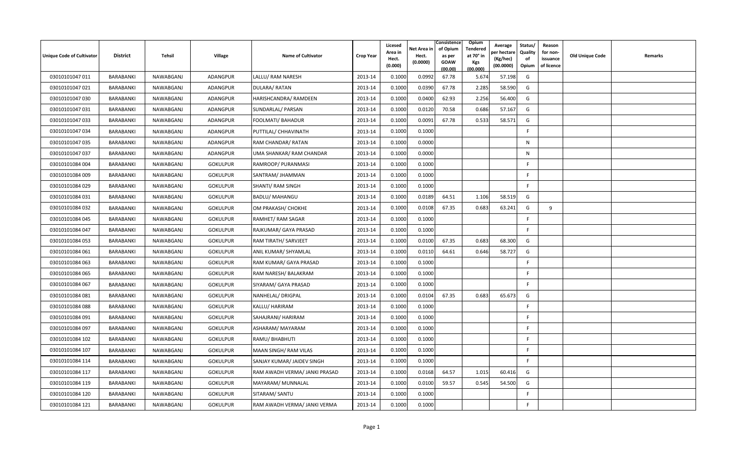| Unique Code of Cultivator | District | Tehsil | Village | Name of Cultivator | Crop Year | Licesed Area in Hect. (0.000) | Net Area in Hect. (0.0000) | Consistence of Opium as per GOAW (00.00) | Opium Tendered at 70° in Kgs (00.000) | Average per hectare (Kg/hec) (00.0000) | Status/ Quality of Opium | Reason for non-issuance of licence | Old Unique Code | Remarks |
|---|---|---|---|---|---|---|---|---|---|---|---|---|---|---|
| 03010101047 011 | BARABANKI | NAWABGANJ | ADANGPUR | LALLU/ RAM NARESH | 2013-14 | 0.1000 | 0.0992 | 67.78 | 5.674 | 57.198 | G | | | |
| 03010101047 021 | BARABANKI | NAWABGANJ | ADANGPUR | DULARA/ RATAN | 2013-14 | 0.1000 | 0.0390 | 67.78 | 2.285 | 58.590 | G | | | |
| 03010101047 030 | BARABANKI | NAWABGANJ | ADANGPUR | HARISHCANDRA/ RAMDEEN | 2013-14 | 0.1000 | 0.0400 | 62.93 | 2.256 | 56.400 | G | | | |
| 03010101047 031 | BARABANKI | NAWABGANJ | ADANGPUR | SUNDARLAL/ PARSAN | 2013-14 | 0.1000 | 0.0120 | 70.58 | 0.686 | 57.167 | G | | | |
| 03010101047 033 | BARABANKI | NAWABGANJ | ADANGPUR | FOOLMATI/ BAHADUR | 2013-14 | 0.1000 | 0.0091 | 67.78 | 0.533 | 58.571 | G | | | |
| 03010101047 034 | BARABANKI | NAWABGANJ | ADANGPUR | PUTTILAL/ CHHAVINATH | 2013-14 | 0.1000 | 0.1000 | | | | F | | | |
| 03010101047 035 | BARABANKI | NAWABGANJ | ADANGPUR | RAM CHANDAR/ RATAN | 2013-14 | 0.1000 | 0.0000 | | | | N | | | |
| 03010101047 037 | BARABANKI | NAWABGANJ | ADANGPUR | UMA SHANKAR/ RAM CHANDAR | 2013-14 | 0.1000 | 0.0000 | | | | N | | | |
| 03010101084 004 | BARABANKI | NAWABGANJ | GOKULPUR | RAMROOP/ PURANMASI | 2013-14 | 0.1000 | 0.1000 | | | | F | | | |
| 03010101084 009 | BARABANKI | NAWABGANJ | GOKULPUR | SANTRAM/ JHAMMAN | 2013-14 | 0.1000 | 0.1000 | | | | F | | | |
| 03010101084 029 | BARABANKI | NAWABGANJ | GOKULPUR | SHANTI/ RAM SINGH | 2013-14 | 0.1000 | 0.1000 | | | | F | | | |
| 03010101084 031 | BARABANKI | NAWABGANJ | GOKULPUR | BADLU/ MAHANGU | 2013-14 | 0.1000 | 0.0189 | 64.51 | 1.106 | 58.519 | G | | | |
| 03010101084 032 | BARABANKI | NAWABGANJ | GOKULPUR | OM PRAKASH/ CHOKHE | 2013-14 | 0.1000 | 0.0108 | 67.35 | 0.683 | 63.241 | G | 9 | | |
| 03010101084 045 | BARABANKI | NAWABGANJ | GOKULPUR | RAMHET/ RAM SAGAR | 2013-14 | 0.1000 | 0.1000 | | | | F | | | |
| 03010101084 047 | BARABANKI | NAWABGANJ | GOKULPUR | RAJKUMAR/ GAYA PRASAD | 2013-14 | 0.1000 | 0.1000 | | | | F | | | |
| 03010101084 053 | BARABANKI | NAWABGANJ | GOKULPUR | RAM TIRATH/ SARVJEET | 2013-14 | 0.1000 | 0.0100 | 67.35 | 0.683 | 68.300 | G | | | |
| 03010101084 061 | BARABANKI | NAWABGANJ | GOKULPUR | ANIL KUMAR/ SHYAMLAL | 2013-14 | 0.1000 | 0.0110 | 64.61 | 0.646 | 58.727 | G | | | |
| 03010101084 063 | BARABANKI | NAWABGANJ | GOKULPUR | RAM KUMAR/ GAYA PRASAD | 2013-14 | 0.1000 | 0.1000 | | | | F | | | |
| 03010101084 065 | BARABANKI | NAWABGANJ | GOKULPUR | RAM NARESH/ BALAKRAM | 2013-14 | 0.1000 | 0.1000 | | | | F | | | |
| 03010101084 067 | BARABANKI | NAWABGANJ | GOKULPUR | SIYARAM/ GAYA PRASAD | 2013-14 | 0.1000 | 0.1000 | | | | F | | | |
| 03010101084 081 | BARABANKI | NAWABGANJ | GOKULPUR | NANHELAL/ DRIGPAL | 2013-14 | 0.1000 | 0.0104 | 67.35 | 0.683 | 65.673 | G | | | |
| 03010101084 088 | BARABANKI | NAWABGANJ | GOKULPUR | KALLU/ HARIRAM | 2013-14 | 0.1000 | 0.1000 | | | | F | | | |
| 03010101084 091 | BARABANKI | NAWABGANJ | GOKULPUR | SAHAJRANI/ HARIRAM | 2013-14 | 0.1000 | 0.1000 | | | | F | | | |
| 03010101084 097 | BARABANKI | NAWABGANJ | GOKULPUR | ASHARAM/ MAYARAM | 2013-14 | 0.1000 | 0.1000 | | | | F | | | |
| 03010101084 102 | BARABANKI | NAWABGANJ | GOKULPUR | RAMU/ BHABHUTI | 2013-14 | 0.1000 | 0.1000 | | | | F | | | |
| 03010101084 107 | BARABANKI | NAWABGANJ | GOKULPUR | MAAN SINGH/ RAM VILAS | 2013-14 | 0.1000 | 0.1000 | | | | F | | | |
| 03010101084 114 | BARABANKI | NAWABGANJ | GOKULPUR | SANJAY KUMAR/ JAIDEV SINGH | 2013-14 | 0.1000 | 0.1000 | | | | F | | | |
| 03010101084 117 | BARABANKI | NAWABGANJ | GOKULPUR | RAM AWADH VERMA/ JANKI PRASAD | 2013-14 | 0.1000 | 0.0168 | 64.57 | 1.015 | 60.416 | G | | | |
| 03010101084 119 | BARABANKI | NAWABGANJ | GOKULPUR | MAYARAM/ MUNNALAL | 2013-14 | 0.1000 | 0.0100 | 59.57 | 0.545 | 54.500 | G | | | |
| 03010101084 120 | BARABANKI | NAWABGANJ | GOKULPUR | SITARAM/ SANTU | 2013-14 | 0.1000 | 0.1000 | | | | F | | | |
| 03010101084 121 | BARABANKI | NAWABGANJ | GOKULPUR | RAM AWADH VERMA/ JANKI VERMA | 2013-14 | 0.1000 | 0.1000 | | | | F | | | |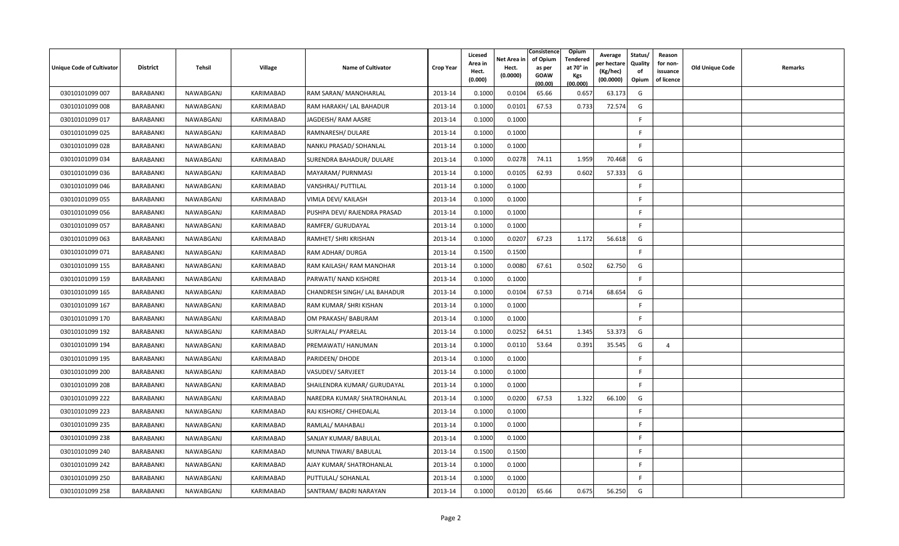| Unique Code of Cultivator | District | Tehsil | Village | Name of Cultivator | Crop Year | Licesed Area in Hect. (0.000) | Net Area in Hect. (0.0000) | Consistence of Opium as per GOAW (00.00) | Opium Tendered at 70° in Kgs (00.000) | Average per hectare (Kg/hec) (00.0000) | Status/ Quality of Opium | Reason for non-issuance of licence | Old Unique Code | Remarks |
|---|---|---|---|---|---|---|---|---|---|---|---|---|---|---|
| 03010101099 007 | BARABANKI | NAWABGANJ | KARIMABAD | RAM SARAN/ MANOHARLAL | 2013-14 | 0.1000 | 0.0104 | 65.66 | 0.657 | 63.173 | G | | | |
| 03010101099 008 | BARABANKI | NAWABGANJ | KARIMABAD | RAM HARAKH/ LAL BAHADUR | 2013-14 | 0.1000 | 0.0101 | 67.53 | 0.733 | 72.574 | G | | | |
| 03010101099 017 | BARABANKI | NAWABGANJ | KARIMABAD | JAGDEISH/ RAM AASRE | 2013-14 | 0.1000 | 0.1000 | | | | F | | | |
| 03010101099 025 | BARABANKI | NAWABGANJ | KARIMABAD | RAMNARESH/ DULARE | 2013-14 | 0.1000 | 0.1000 | | | | F | | | |
| 03010101099 028 | BARABANKI | NAWABGANJ | KARIMABAD | NANKU PRASAD/ SOHANLAL | 2013-14 | 0.1000 | 0.1000 | | | | F | | | |
| 03010101099 034 | BARABANKI | NAWABGANJ | KARIMABAD | SURENDRA BAHADUR/ DULARE | 2013-14 | 0.1000 | 0.0278 | 74.11 | 1.959 | 70.468 | G | | | |
| 03010101099 036 | BARABANKI | NAWABGANJ | KARIMABAD | MAYARAM/ PURNMASI | 2013-14 | 0.1000 | 0.0105 | 62.93 | 0.602 | 57.333 | G | | | |
| 03010101099 046 | BARABANKI | NAWABGANJ | KARIMABAD | VANSHRAJ/ PUTTILAL | 2013-14 | 0.1000 | 0.1000 | | | | F | | | |
| 03010101099 055 | BARABANKI | NAWABGANJ | KARIMABAD | VIMLA DEVI/ KAILASH | 2013-14 | 0.1000 | 0.1000 | | | | F | | | |
| 03010101099 056 | BARABANKI | NAWABGANJ | KARIMABAD | PUSHPA DEVI/ RAJENDRA PRASAD | 2013-14 | 0.1000 | 0.1000 | | | | F | | | |
| 03010101099 057 | BARABANKI | NAWABGANJ | KARIMABAD | RAMFER/ GURUDAYAL | 2013-14 | 0.1000 | 0.1000 | | | | F | | | |
| 03010101099 063 | BARABANKI | NAWABGANJ | KARIMABAD | RAMHET/ SHRI KRISHAN | 2013-14 | 0.1000 | 0.0207 | 67.23 | 1.172 | 56.618 | G | | | |
| 03010101099 071 | BARABANKI | NAWABGANJ | KARIMABAD | RAM ADHAR/ DURGA | 2013-14 | 0.1500 | 0.1500 | | | | F | | | |
| 03010101099 155 | BARABANKI | NAWABGANJ | KARIMABAD | RAM KAILASH/ RAM MANOHAR | 2013-14 | 0.1000 | 0.0080 | 67.61 | 0.502 | 62.750 | G | | | |
| 03010101099 159 | BARABANKI | NAWABGANJ | KARIMABAD | PARWATI/ NAND KISHORE | 2013-14 | 0.1000 | 0.1000 | | | | F | | | |
| 03010101099 165 | BARABANKI | NAWABGANJ | KARIMABAD | CHANDRESH SINGH/ LAL BAHADUR | 2013-14 | 0.1000 | 0.0104 | 67.53 | 0.714 | 68.654 | G | | | |
| 03010101099 167 | BARABANKI | NAWABGANJ | KARIMABAD | RAM KUMAR/ SHRI KISHAN | 2013-14 | 0.1000 | 0.1000 | | | | F | | | |
| 03010101099 170 | BARABANKI | NAWABGANJ | KARIMABAD | OM PRAKASH/ BABURAM | 2013-14 | 0.1000 | 0.1000 | | | | F | | | |
| 03010101099 192 | BARABANKI | NAWABGANJ | KARIMABAD | SURYALAL/ PYARELAL | 2013-14 | 0.1000 | 0.0252 | 64.51 | 1.345 | 53.373 | G | | | |
| 03010101099 194 | BARABANKI | NAWABGANJ | KARIMABAD | PREMAWATI/ HANUMAN | 2013-14 | 0.1000 | 0.0110 | 53.64 | 0.391 | 35.545 | G | 4 | | |
| 03010101099 195 | BARABANKI | NAWABGANJ | KARIMABAD | PARIDEEN/ DHODE | 2013-14 | 0.1000 | 0.1000 | | | | F | | | |
| 03010101099 200 | BARABANKI | NAWABGANJ | KARIMABAD | VASUDEV/ SARVJEET | 2013-14 | 0.1000 | 0.1000 | | | | F | | | |
| 03010101099 208 | BARABANKI | NAWABGANJ | KARIMABAD | SHAILENDRA KUMAR/ GURUDAYAL | 2013-14 | 0.1000 | 0.1000 | | | | F | | | |
| 03010101099 222 | BARABANKI | NAWABGANJ | KARIMABAD | NAREDRA KUMAR/ SHATROHANLAL | 2013-14 | 0.1000 | 0.0200 | 67.53 | 1.322 | 66.100 | G | | | |
| 03010101099 223 | BARABANKI | NAWABGANJ | KARIMABAD | RAJ KISHORE/ CHHEDALAL | 2013-14 | 0.1000 | 0.1000 | | | | F | | | |
| 03010101099 235 | BARABANKI | NAWABGANJ | KARIMABAD | RAMLAL/ MAHABALI | 2013-14 | 0.1000 | 0.1000 | | | | F | | | |
| 03010101099 238 | BARABANKI | NAWABGANJ | KARIMABAD | SANJAY KUMAR/ BABULAL | 2013-14 | 0.1000 | 0.1000 | | | | F | | | |
| 03010101099 240 | BARABANKI | NAWABGANJ | KARIMABAD | MUNNA TIWARI/ BABULAL | 2013-14 | 0.1500 | 0.1500 | | | | F | | | |
| 03010101099 242 | BARABANKI | NAWABGANJ | KARIMABAD | AJAY KUMAR/ SHATROHANLAL | 2013-14 | 0.1000 | 0.1000 | | | | F | | | |
| 03010101099 250 | BARABANKI | NAWABGANJ | KARIMABAD | PUTTULAL/ SOHANLAL | 2013-14 | 0.1000 | 0.1000 | | | | F | | | |
| 03010101099 258 | BARABANKI | NAWABGANJ | KARIMABAD | SANTRAM/ BADRI NARAYAN | 2013-14 | 0.1000 | 0.0120 | 65.66 | 0.675 | 56.250 | G | | | |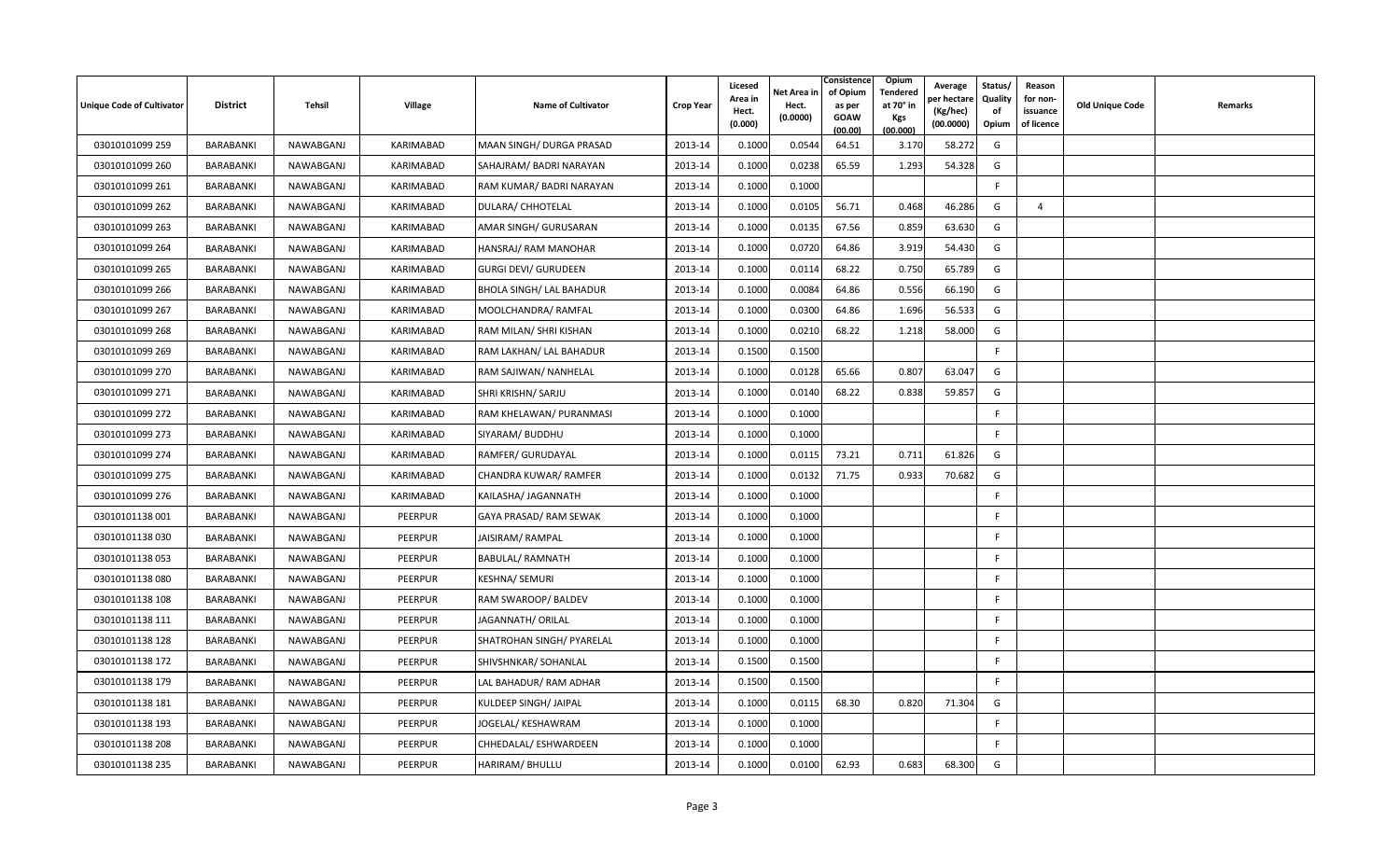| Unique Code of Cultivator | District | Tehsil | Village | Name of Cultivator | Crop Year | Licesed Area in Hect. (0.000) | Net Area in Hect. (0.0000) | Consistence of Opium as per GOAW (00.00) | Opium Tendered at 70° in Kgs (00.000) | Average per hectare (Kg/hec) (00.0000) | Status/ Quality of Opium | Reason for non-issuance of licence | Old Unique Code | Remarks |
|---|---|---|---|---|---|---|---|---|---|---|---|---|---|---|
| 03010101099 259 | BARABANKI | NAWABGANJ | KARIMABAD | MAAN SINGH/ DURGA PRASAD | 2013-14 | 0.1000 | 0.0544 | 64.51 | 3.170 | 58.272 | G | | | |
| 03010101099 260 | BARABANKI | NAWABGANJ | KARIMABAD | SAHAJRAM/ BADRI NARAYAN | 2013-14 | 0.1000 | 0.0238 | 65.59 | 1.293 | 54.328 | G | | | |
| 03010101099 261 | BARABANKI | NAWABGANJ | KARIMABAD | RAM KUMAR/ BADRI NARAYAN | 2013-14 | 0.1000 | 0.1000 | | | | F | | | |
| 03010101099 262 | BARABANKI | NAWABGANJ | KARIMABAD | DULARA/ CHHOTELAL | 2013-14 | 0.1000 | 0.0105 | 56.71 | 0.468 | 46.286 | G | 4 | | |
| 03010101099 263 | BARABANKI | NAWABGANJ | KARIMABAD | AMAR SINGH/ GURUSARAN | 2013-14 | 0.1000 | 0.0135 | 67.56 | 0.859 | 63.630 | G | | | |
| 03010101099 264 | BARABANKI | NAWABGANJ | KARIMABAD | HANSRAJ/ RAM MANOHAR | 2013-14 | 0.1000 | 0.0720 | 64.86 | 3.919 | 54.430 | G | | | |
| 03010101099 265 | BARABANKI | NAWABGANJ | KARIMABAD | GURGI DEVI/ GURUDEEN | 2013-14 | 0.1000 | 0.0114 | 68.22 | 0.750 | 65.789 | G | | | |
| 03010101099 266 | BARABANKI | NAWABGANJ | KARIMABAD | BHOLA SINGH/ LAL BAHADUR | 2013-14 | 0.1000 | 0.0084 | 64.86 | 0.556 | 66.190 | G | | | |
| 03010101099 267 | BARABANKI | NAWABGANJ | KARIMABAD | MOOLCHANDRA/ RAMFAL | 2013-14 | 0.1000 | 0.0300 | 64.86 | 1.696 | 56.533 | G | | | |
| 03010101099 268 | BARABANKI | NAWABGANJ | KARIMABAD | RAM MILAN/ SHRI KISHAN | 2013-14 | 0.1000 | 0.0210 | 68.22 | 1.218 | 58.000 | G | | | |
| 03010101099 269 | BARABANKI | NAWABGANJ | KARIMABAD | RAM LAKHAN/ LAL BAHADUR | 2013-14 | 0.1500 | 0.1500 | | | | F | | | |
| 03010101099 270 | BARABANKI | NAWABGANJ | KARIMABAD | RAM SAJIWAN/ NANHELAL | 2013-14 | 0.1000 | 0.0128 | 65.66 | 0.807 | 63.047 | G | | | |
| 03010101099 271 | BARABANKI | NAWABGANJ | KARIMABAD | SHRI KRISHN/ SARJU | 2013-14 | 0.1000 | 0.0140 | 68.22 | 0.838 | 59.857 | G | | | |
| 03010101099 272 | BARABANKI | NAWABGANJ | KARIMABAD | RAM KHELAWAN/ PURANMASI | 2013-14 | 0.1000 | 0.1000 | | | | F | | | |
| 03010101099 273 | BARABANKI | NAWABGANJ | KARIMABAD | SIYARAM/ BUDDHU | 2013-14 | 0.1000 | 0.1000 | | | | F | | | |
| 03010101099 274 | BARABANKI | NAWABGANJ | KARIMABAD | RAMFER/ GURUDAYAL | 2013-14 | 0.1000 | 0.0115 | 73.21 | 0.711 | 61.826 | G | | | |
| 03010101099 275 | BARABANKI | NAWABGANJ | KARIMABAD | CHANDRA KUWAR/ RAMFER | 2013-14 | 0.1000 | 0.0132 | 71.75 | 0.933 | 70.682 | G | | | |
| 03010101099 276 | BARABANKI | NAWABGANJ | KARIMABAD | KAILASHA/ JAGANNATH | 2013-14 | 0.1000 | 0.1000 | | | | F | | | |
| 03010101138 001 | BARABANKI | NAWABGANJ | PEERPUR | GAYA PRASAD/ RAM SEWAK | 2013-14 | 0.1000 | 0.1000 | | | | F | | | |
| 03010101138 030 | BARABANKI | NAWABGANJ | PEERPUR | JAISIRAM/ RAMPAL | 2013-14 | 0.1000 | 0.1000 | | | | F | | | |
| 03010101138 053 | BARABANKI | NAWABGANJ | PEERPUR | BABULAL/ RAMNATH | 2013-14 | 0.1000 | 0.1000 | | | | F | | | |
| 03010101138 080 | BARABANKI | NAWABGANJ | PEERPUR | KESHNA/ SEMURI | 2013-14 | 0.1000 | 0.1000 | | | | F | | | |
| 03010101138 108 | BARABANKI | NAWABGANJ | PEERPUR | RAM SWAROOP/ BALDEV | 2013-14 | 0.1000 | 0.1000 | | | | F | | | |
| 03010101138 111 | BARABANKI | NAWABGANJ | PEERPUR | JAGANNATH/ ORILAL | 2013-14 | 0.1000 | 0.1000 | | | | F | | | |
| 03010101138 128 | BARABANKI | NAWABGANJ | PEERPUR | SHATROHAN SINGH/ PYARELAL | 2013-14 | 0.1000 | 0.1000 | | | | F | | | |
| 03010101138 172 | BARABANKI | NAWABGANJ | PEERPUR | SHIVSHNKAR/ SOHANLAL | 2013-14 | 0.1500 | 0.1500 | | | | F | | | |
| 03010101138 179 | BARABANKI | NAWABGANJ | PEERPUR | LAL BAHADUR/ RAM ADHAR | 2013-14 | 0.1500 | 0.1500 | | | | F | | | |
| 03010101138 181 | BARABANKI | NAWABGANJ | PEERPUR | KULDEEP SINGH/ JAIPAL | 2013-14 | 0.1000 | 0.0115 | 68.30 | 0.820 | 71.304 | G | | | |
| 03010101138 193 | BARABANKI | NAWABGANJ | PEERPUR | JOGELAL/ KESHAWRAM | 2013-14 | 0.1000 | 0.1000 | | | | F | | | |
| 03010101138 208 | BARABANKI | NAWABGANJ | PEERPUR | CHHEDALAL/ ESHWARDEEN | 2013-14 | 0.1000 | 0.1000 | | | | F | | | |
| 03010101138 235 | BARABANKI | NAWABGANJ | PEERPUR | HARIRAM/ BHULLU | 2013-14 | 0.1000 | 0.0100 | 62.93 | 0.683 | 68.300 | G | | | |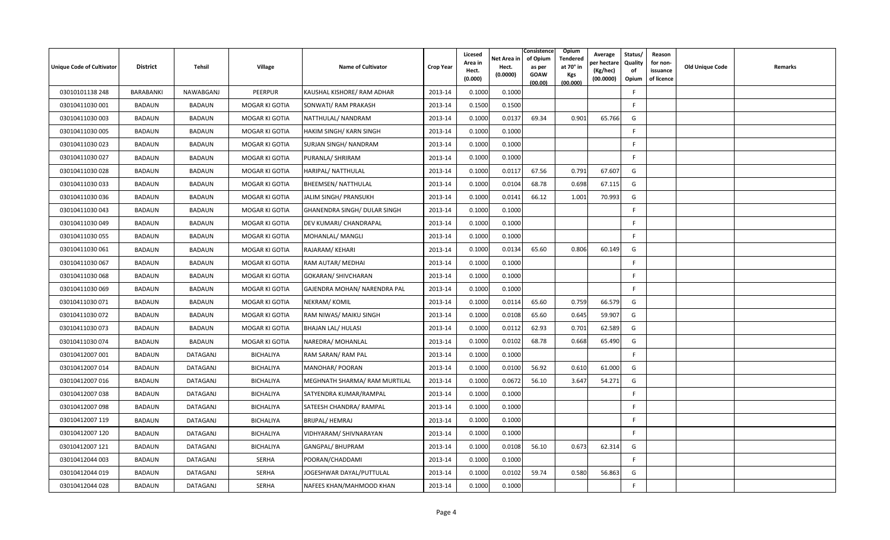| Unique Code of Cultivator | District | Tehsil | Village | Name of Cultivator | Crop Year | Licesed Area in Hect. (0.000) | Net Area in Hect. (0.0000) | Consistence of Opium as per GOAW (00.00) | Opium Tendered at 70° in Kgs (00.000) | Average per hectare (Kg/hec) (00.0000) | Status/ Quality of Opium | Reason for non-issuance of licence | Old Unique Code | Remarks |
|---|---|---|---|---|---|---|---|---|---|---|---|---|---|---|
| 03010101138 248 | BARABANKI | NAWABGANJ | PEERPUR | KAUSHAL KISHORE/ RAM ADHAR | 2013-14 | 0.1000 | 0.1000 | | | | F | | | |
| 03010411030 001 | BADAUN | BADAUN | MOGAR KI GOTIA | SONWATI/ RAM PRAKASH | 2013-14 | 0.1500 | 0.1500 | | | | F | | | |
| 03010411030 003 | BADAUN | BADAUN | MOGAR KI GOTIA | NATTHULAL/ NANDRAM | 2013-14 | 0.1000 | 0.0137 | 69.34 | 0.901 | 65.766 | G | | | |
| 03010411030 005 | BADAUN | BADAUN | MOGAR KI GOTIA | HAKIM SINGH/ KARN SINGH | 2013-14 | 0.1000 | 0.1000 | | | | F | | | |
| 03010411030 023 | BADAUN | BADAUN | MOGAR KI GOTIA | SURJAN SINGH/ NANDRAM | 2013-14 | 0.1000 | 0.1000 | | | | F | | | |
| 03010411030 027 | BADAUN | BADAUN | MOGAR KI GOTIA | PURANLA/ SHRIRAM | 2013-14 | 0.1000 | 0.1000 | | | | F | | | |
| 03010411030 028 | BADAUN | BADAUN | MOGAR KI GOTIA | HARIPAL/ NATTHULAL | 2013-14 | 0.1000 | 0.0117 | 67.56 | 0.791 | 67.607 | G | | | |
| 03010411030 033 | BADAUN | BADAUN | MOGAR KI GOTIA | BHEEMSEN/ NATTHULAL | 2013-14 | 0.1000 | 0.0104 | 68.78 | 0.698 | 67.115 | G | | | |
| 03010411030 036 | BADAUN | BADAUN | MOGAR KI GOTIA | JALIM SINGH/ PRANSUKH | 2013-14 | 0.1000 | 0.0141 | 66.12 | 1.001 | 70.993 | G | | | |
| 03010411030 043 | BADAUN | BADAUN | MOGAR KI GOTIA | GHANENDRA SINGH/ DULAR SINGH | 2013-14 | 0.1000 | 0.1000 | | | | F | | | |
| 03010411030 049 | BADAUN | BADAUN | MOGAR KI GOTIA | DEV KUMARI/ CHANDRAPAL | 2013-14 | 0.1000 | 0.1000 | | | | F | | | |
| 03010411030 055 | BADAUN | BADAUN | MOGAR KI GOTIA | MOHANLAL/ MANGLI | 2013-14 | 0.1000 | 0.1000 | | | | F | | | |
| 03010411030 061 | BADAUN | BADAUN | MOGAR KI GOTIA | RAJARAM/ KEHARI | 2013-14 | 0.1000 | 0.0134 | 65.60 | 0.806 | 60.149 | G | | | |
| 03010411030 067 | BADAUN | BADAUN | MOGAR KI GOTIA | RAM AUTAR/ MEDHAI | 2013-14 | 0.1000 | 0.1000 | | | | F | | | |
| 03010411030 068 | BADAUN | BADAUN | MOGAR KI GOTIA | GOKARAN/ SHIVCHARAN | 2013-14 | 0.1000 | 0.1000 | | | | F | | | |
| 03010411030 069 | BADAUN | BADAUN | MOGAR KI GOTIA | GAJENDRA MOHAN/ NARENDRA PAL | 2013-14 | 0.1000 | 0.1000 | | | | F | | | |
| 03010411030 071 | BADAUN | BADAUN | MOGAR KI GOTIA | NEKRAM/ KOMIL | 2013-14 | 0.1000 | 0.0114 | 65.60 | 0.759 | 66.579 | G | | | |
| 03010411030 072 | BADAUN | BADAUN | MOGAR KI GOTIA | RAM NIWAS/ MAIKU SINGH | 2013-14 | 0.1000 | 0.0108 | 65.60 | 0.645 | 59.907 | G | | | |
| 03010411030 073 | BADAUN | BADAUN | MOGAR KI GOTIA | BHAJAN LAL/ HULASI | 2013-14 | 0.1000 | 0.0112 | 62.93 | 0.701 | 62.589 | G | | | |
| 03010411030 074 | BADAUN | BADAUN | MOGAR KI GOTIA | NAREDRA/ MOHANLAL | 2013-14 | 0.1000 | 0.0102 | 68.78 | 0.668 | 65.490 | G | | | |
| 03010412007 001 | BADAUN | DATAGANJ | BICHALIYA | RAM SARAN/ RAM PAL | 2013-14 | 0.1000 | 0.1000 | | | | F | | | |
| 03010412007 014 | BADAUN | DATAGANJ | BICHALIYA | MANOHAR/ POORAN | 2013-14 | 0.1000 | 0.0100 | 56.92 | 0.610 | 61.000 | G | | | |
| 03010412007 016 | BADAUN | DATAGANJ | BICHALIYA | MEGHNATH SHARMA/ RAM MURTILAL | 2013-14 | 0.1000 | 0.0672 | 56.10 | 3.647 | 54.271 | G | | | |
| 03010412007 038 | BADAUN | DATAGANJ | BICHALIYA | SATYENDRA KUMAR/RAMPAL | 2013-14 | 0.1000 | 0.1000 | | | | F | | | |
| 03010412007 098 | BADAUN | DATAGANJ | BICHALIYA | SATEESH CHANDRA/ RAMPAL | 2013-14 | 0.1000 | 0.1000 | | | | F | | | |
| 03010412007 119 | BADAUN | DATAGANJ | BICHALIYA | BRIJPAL/ HEMRAJ | 2013-14 | 0.1000 | 0.1000 | | | | F | | | |
| 03010412007 120 | BADAUN | DATAGANJ | BICHALIYA | VIDHYARAM/ SHIVNARAYAN | 2013-14 | 0.1000 | 0.1000 | | | | F | | | |
| 03010412007 121 | BADAUN | DATAGANJ | BICHALIYA | GANGPAL/ BHUPRAM | 2013-14 | 0.1000 | 0.0108 | 56.10 | 0.673 | 62.314 | G | | | |
| 03010412044 003 | BADAUN | DATAGANJ | SERHA | POORAN/CHADDAMI | 2013-14 | 0.1000 | 0.1000 | | | | F | | | |
| 03010412044 019 | BADAUN | DATAGANJ | SERHA | JOGESHWAR DAYAL/PUTTULAL | 2013-14 | 0.1000 | 0.0102 | 59.74 | 0.580 | 56.863 | G | | | |
| 03010412044 028 | BADAUN | DATAGANJ | SERHA | NAFEES KHAN/MAHMOOD KHAN | 2013-14 | 0.1000 | 0.1000 | | | | F | | | |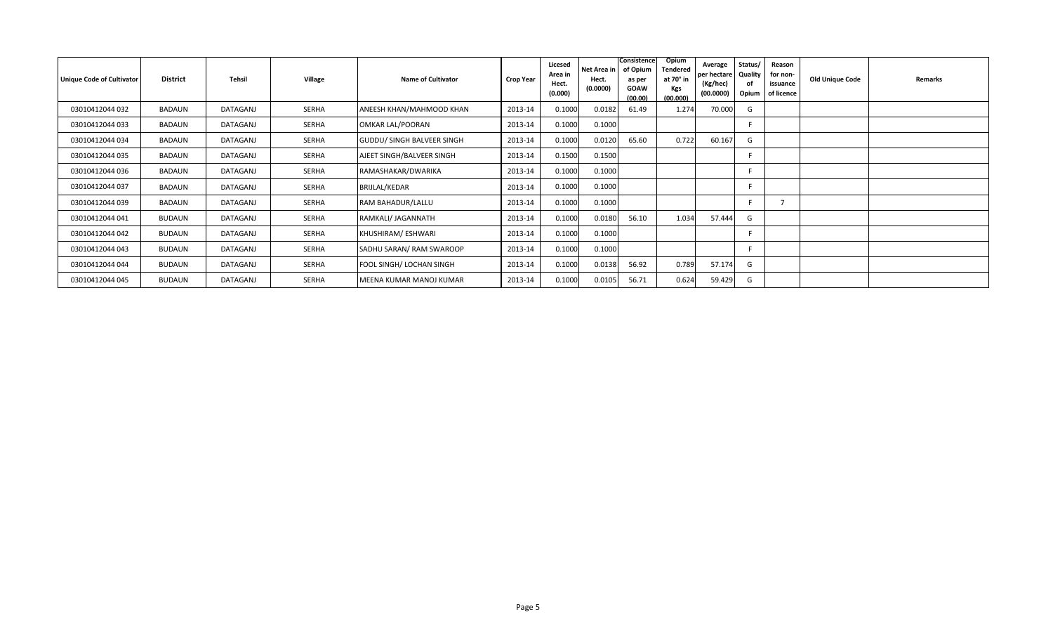| Unique Code of Cultivator | District | Tehsil | Village | Name of Cultivator | Crop Year | Licesed Area in Hect. (0.000) | Net Area in Hect. (0.0000) | Consistence of Opium as per GOAW (00.00) | Opium Tendered at 70° in Kgs (00.000) | Average per hectare (Kg/hec) (00.0000) | Status/ Quality of Opium | Reason for non-issuance of licence | Old Unique Code | Remarks |
|---|---|---|---|---|---|---|---|---|---|---|---|---|---|---|
| 03010412044 032 | BADAUN | DATAGANJ | SERHA | ANEESH KHAN/MAHMOOD KHAN | 2013-14 | 0.1000 | 0.0182 | 61.49 | 1.274 | 70.000 | G | | | |
| 03010412044 033 | BADAUN | DATAGANJ | SERHA | OMKAR LAL/POORAN | 2013-14 | 0.1000 | 0.1000 | | | | F | | | |
| 03010412044 034 | BADAUN | DATAGANJ | SERHA | GUDDU/ SINGH BALVEER SINGH | 2013-14 | 0.1000 | 0.0120 | 65.60 | 0.722 | 60.167 | G | | | |
| 03010412044 035 | BADAUN | DATAGANJ | SERHA | AJEET SINGH/BALVEER SINGH | 2013-14 | 0.1500 | 0.1500 | | | | F | | | |
| 03010412044 036 | BADAUN | DATAGANJ | SERHA | RAMASHAKAR/DWARIKA | 2013-14 | 0.1000 | 0.1000 | | | | F | | | |
| 03010412044 037 | BADAUN | DATAGANJ | SERHA | BRIJLAL/KEDAR | 2013-14 | 0.1000 | 0.1000 | | | | F | | | |
| 03010412044 039 | BADAUN | DATAGANJ | SERHA | RAM BAHADUR/LALLU | 2013-14 | 0.1000 | 0.1000 | | | | F | 7 | | |
| 03010412044 041 | BUDAUN | DATAGANJ | SERHA | RAMKALI/ JAGANNATH | 2013-14 | 0.1000 | 0.0180 | 56.10 | 1.034 | 57.444 | G | | | |
| 03010412044 042 | BUDAUN | DATAGANJ | SERHA | KHUSHIRAM/ ESHWARI | 2013-14 | 0.1000 | 0.1000 | | | | F | | | |
| 03010412044 043 | BUDAUN | DATAGANJ | SERHA | SADHU SARAN/ RAM SWAROOP | 2013-14 | 0.1000 | 0.1000 | | | | F | | | |
| 03010412044 044 | BUDAUN | DATAGANJ | SERHA | FOOL SINGH/ LOCHAN SINGH | 2013-14 | 0.1000 | 0.0138 | 56.92 | 0.789 | 57.174 | G | | | |
| 03010412044 045 | BUDAUN | DATAGANJ | SERHA | MEENA KUMAR MANOJ KUMAR | 2013-14 | 0.1000 | 0.0105 | 56.71 | 0.624 | 59.429 | G | | | |